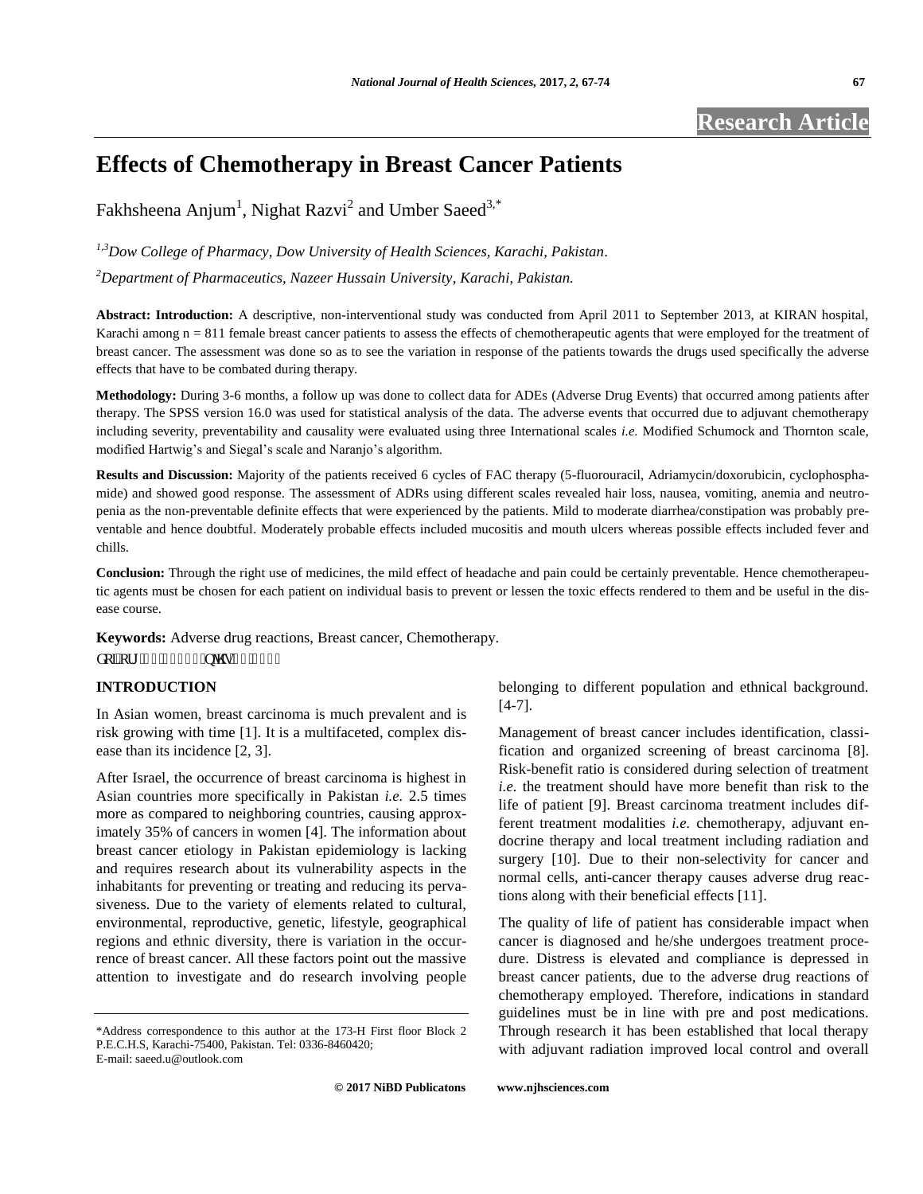Research Article

# Effects of Chemotherapy in Breast Cancer Patients

Fakhsheena Anjum[1], Nighat Razvi[2] and Umber Saeed[3,*]

[1,3]*Dow College of Pharmacy, Dow University of Health Sciences, Karachi, Pakistan.*

[2]*Department of Pharmaceutics, Nazeer Hussain University, Karachi, Pakistan.*

**Abstract: Introduction:** A descriptive, non-interventional study was conducted from April 2011 to September 2013, at KIRAN hospital, Karachi among n = 811 female breast cancer patients to assess the effects of chemotherapeutic agents that were employed for the treatment of breast cancer. The assessment was done so as to see the variation in response of the patients towards the drugs used specifically the adverse effects that have to be combated during therapy.

**Methodology:** During 3-6 months, a follow up was done to collect data for ADEs (Adverse Drug Events) that occurred among patients after therapy. The SPSS version 16.0 was used for statistical analysis of the data. The adverse events that occurred due to adjuvant chemotherapy including severity, preventability and causality were evaluated using three International scales *i.e.* Modified Schumock and Thornton scale, modified Hartwig's and Siegal's scale and Naranjo's algorithm.

**Results and Discussion:** Majority of the patients received 6 cycles of FAC therapy (5-fluorouracil, Adriamycin/doxorubicin, cyclophosphamide) and showed good response. The assessment of ADRs using different scales revealed hair loss, nausea, vomiting, anemia and neutropenia as the non-preventable definite effects that were experienced by the patients. Mild to moderate diarrhea/constipation was probably preventable and hence doubtful. Moderately probable effects included mucositis and mouth ulcers whereas possible effects included fever and chills.

**Conclusion:** Through the right use of medicines, the mild effect of headache and pain could be certainly preventable. Hence chemotherapeutic agents must be chosen for each patient on individual basis to prevent or lessen the toxic effects rendered to them and be useful in the disease course.

**Keywords:** Adverse drug reactions, Breast cancer, Chemotherapy.

## INTRODUCTION

In Asian women, breast carcinoma is much prevalent and is risk growing with time [1]. It is a multifaceted, complex disease than its incidence [2, 3].

After Israel, the occurrence of breast carcinoma is highest in Asian countries more specifically in Pakistan *i.e.* 2.5 times more as compared to neighboring countries, causing approximately 35% of cancers in women [4]. The information about breast cancer etiology in Pakistan epidemiology is lacking and requires research about its vulnerability aspects in the inhabitants for preventing or treating and reducing its pervasiveness. Due to the variety of elements related to cultural, environmental, reproductive, genetic, lifestyle, geographical regions and ethnic diversity, there is variation in the occurrence of breast cancer. All these factors point out the massive attention to investigate and do research involving people belonging to different population and ethnical background. [4-7].

Management of breast cancer includes identification, classification and organized screening of breast carcinoma [8]. Risk-benefit ratio is considered during selection of treatment *i.e.* the treatment should have more benefit than risk to the life of patient [9]. Breast carcinoma treatment includes different treatment modalities *i.e.* chemotherapy, adjuvant endocrine therapy and local treatment including radiation and surgery [10]. Due to their non-selectivity for cancer and normal cells, anti-cancer therapy causes adverse drug reactions along with their beneficial effects [11].

The quality of life of patient has considerable impact when cancer is diagnosed and he/she undergoes treatment procedure. Distress is elevated and compliance is depressed in breast cancer patients, due to the adverse drug reactions of chemotherapy employed. Therefore, indications in standard guidelines must be in line with pre and post medications. Through research it has been established that local therapy with adjuvant radiation improved local control and overall

*Address correspondence to this author at the 173-H First floor Block 2 P.E.C.H.S, Karachi-75400, Pakistan. Tel: 0336-8460420; E-mail: saeed.u@outlook.com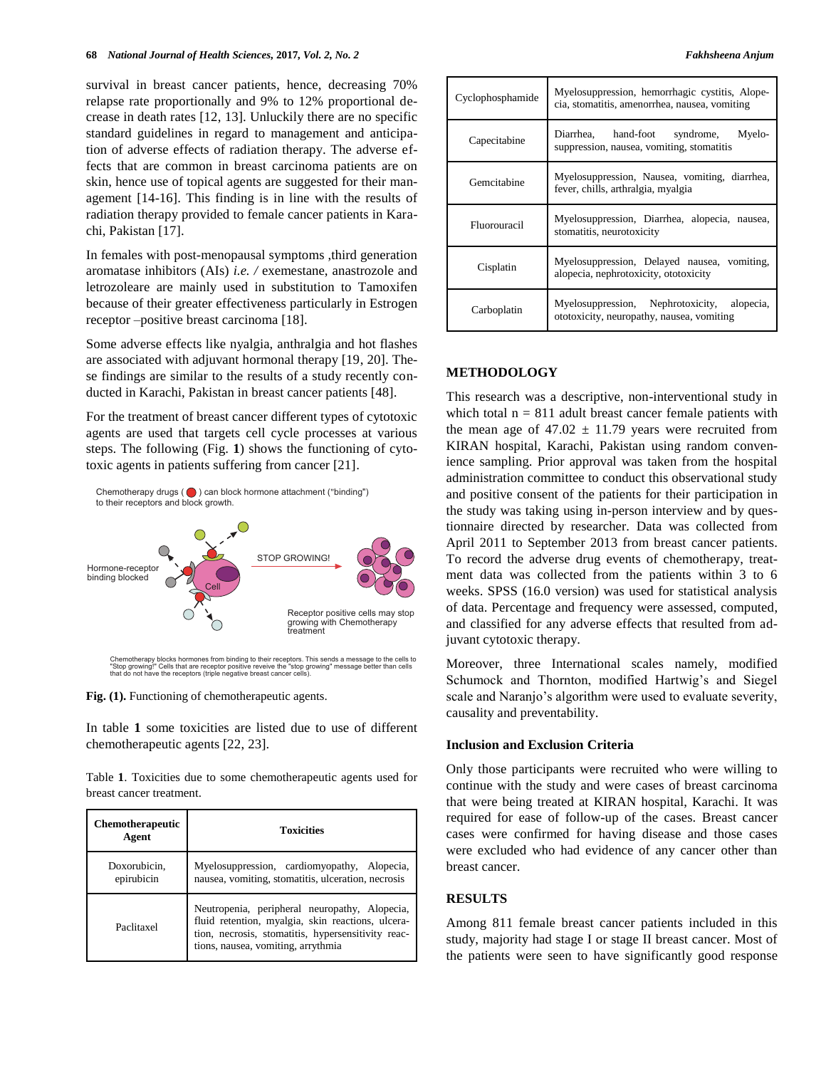survival in breast cancer patients, hence, decreasing 70% relapse rate proportionally and 9% to 12% proportional decrease in death rates [12, 13]. Unluckily there are no specific standard guidelines in regard to management and anticipation of adverse effects of radiation therapy. The adverse effects that are common in breast carcinoma patients are on skin, hence use of topical agents are suggested for their management [14-16]. This finding is in line with the results of radiation therapy provided to female cancer patients in Karachi, Pakistan [17].

In females with post-menopausal symptoms ,third generation aromatase inhibitors (AIs) *i.e. /* exemestane, anastrozole and letrozoleare are mainly used in substitution to Tamoxifen because of their greater effectiveness particularly in Estrogen receptor –positive breast carcinoma [18].

Some adverse effects like nyalgia, anthralgia and hot flashes are associated with adjuvant hormonal therapy [19, 20]. These findings are similar to the results of a study recently conducted in Karachi, Pakistan in breast cancer patients [48].

For the treatment of breast cancer different types of cytotoxic agents are used that targets cell cycle processes at various steps. The following (Fig. **1**) shows the functioning of cytotoxic agents in patients suffering from cancer [21].

Chemotherapy drugs ( ● ) can block hormone attachment ("binding") to their receptors and block growth.

Hormone-receptor binding blocked

Cell

STOP GROWING!

Receptor positive cells may stop growing with Chemotherapy treatment

Chemotherapy blocks hormones from binding to their receptors. This sends a message to the cells to "Stop growing!" Cells that are receptor positive reveive the "stop growing" message better than cells that do not have the receptors (triple negative breast cancer cells).

**Fig. (1).** Functioning of chemotherapeutic agents.

In table **1** some toxicities are listed due to use of different chemotherapeutic agents [22, 23].

Table **1**. Toxicities due to some chemotherapeutic agents used for breast cancer treatment.

| Chemotherapeutic Agent | Toxicities |
|---|---|
| Doxorubicin, epirubicin | Myelosuppression, cardiomyopathy, Alopecia, nausea, vomiting, stomatitis, ulceration, necrosis |
| Paclitaxel | Neutropenia, peripheral neuropathy, Alopecia, fluid retention, myalgia, skin reactions, ulceration, necrosis, stomatitis, hypersensitivity reactions, nausea, vomiting, arrythmia |
| Cyclophosphamide | Myelosuppression, hemorrhagic cystitis, Alopecia, stomatitis, amenorrhea, nausea, vomiting |
| Capecitabine | Diarrhea, hand-foot syndrome, Myelosuppression, nausea, vomiting, stomatitis |
| Gemcitabine | Myelosuppression, Nausea, vomiting, diarrhea, fever, chills, arthralgia, myalgia |
| Fluorouracil | Myelosuppression, Diarrhea, alopecia, nausea, stomatitis, neurotoxicity |
| Cisplatin | Myelosuppression, Delayed nausea, vomiting, alopecia, nephrotoxicity, ototoxicity |
| Carboplatin | Myelosuppression, Nephrotoxicity, alopecia, ototoxicity, neuropathy, nausea, vomiting |

## METHODOLOGY

This research was a descriptive, non-interventional study in which total n = 811 adult breast cancer female patients with the mean age of 47.02 ± 11.79 years were recruited from KIRAN hospital, Karachi, Pakistan using random convenience sampling. Prior approval was taken from the hospital administration committee to conduct this observational study and positive consent of the patients for their participation in the study was taking using in-person interview and by questionnaire directed by researcher. Data was collected from April 2011 to September 2013 from breast cancer patients. To record the adverse drug events of chemotherapy, treatment data was collected from the patients within 3 to 6 weeks. SPSS (16.0 version) was used for statistical analysis of data. Percentage and frequency were assessed, computed, and classified for any adverse effects that resulted from adjuvant cytotoxic therapy.

Moreover, three International scales namely, modified Schumock and Thornton, modified Hartwig's and Siegel scale and Naranjo's algorithm were used to evaluate severity, causality and preventability.

### Inclusion and Exclusion Criteria

Only those participants were recruited who were willing to continue with the study and were cases of breast carcinoma that were being treated at KIRAN hospital, Karachi. It was required for ease of follow-up of the cases. Breast cancer cases were confirmed for having disease and those cases were excluded who had evidence of any cancer other than breast cancer.

## RESULTS

Among 811 female breast cancer patients included in this study, majority had stage I or stage II breast cancer. Most of the patients were seen to have significantly good response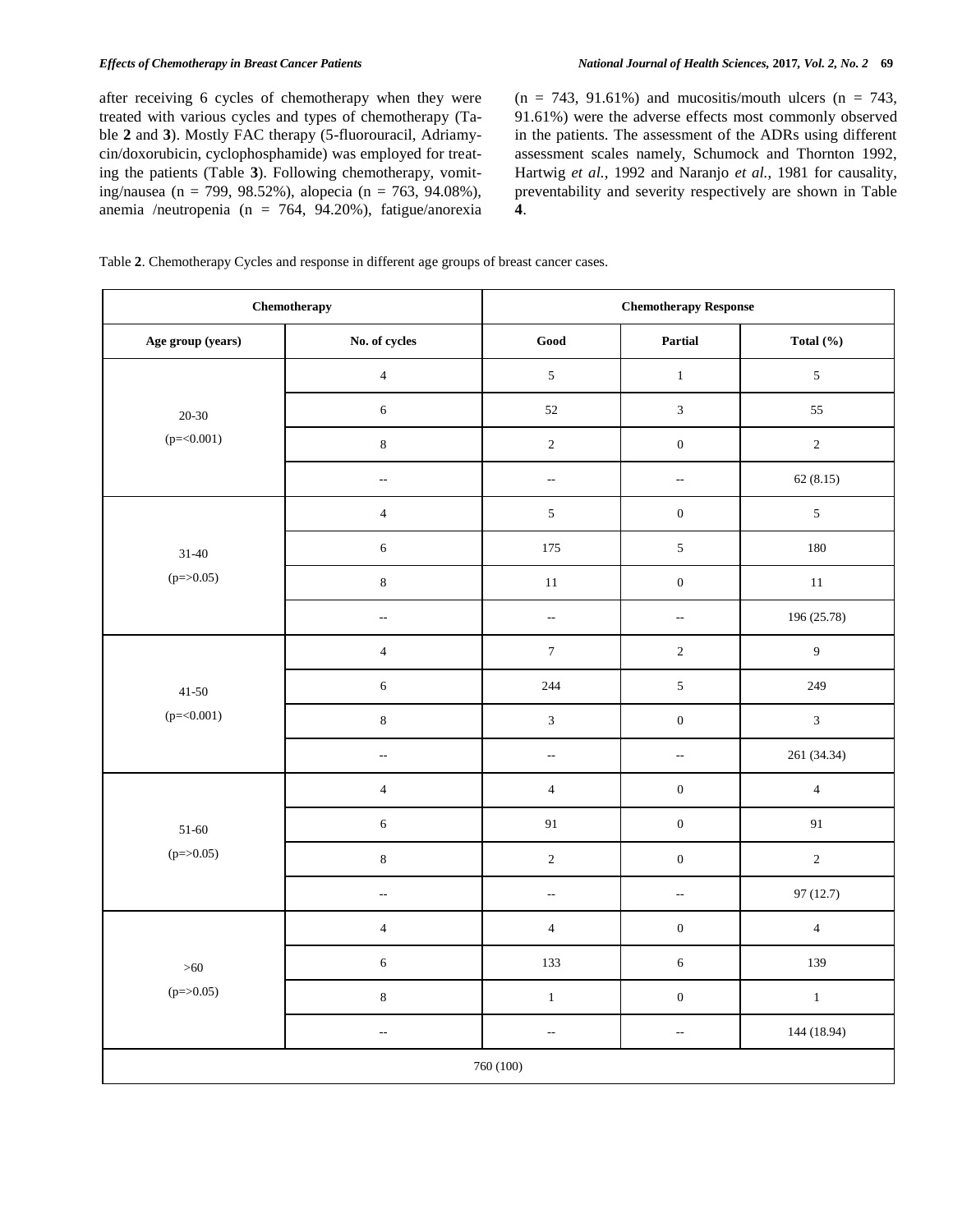after receiving 6 cycles of chemotherapy when they were treated with various cycles and types of chemotherapy (Table **2** and **3**). Mostly FAC therapy (5-fluorouracil, Adriamycin/doxorubicin, cyclophosphamide) was employed for treating the patients (Table **3**). Following chemotherapy, vomiting/nausea (n = 799, 98.52%), alopecia (n = 763, 94.08%), anemia /neutropenia (n = 764, 94.20%), fatigue/anorexia (n = 743, 91.61%) and mucositis/mouth ulcers (n = 743, 91.61%) were the adverse effects most commonly observed in the patients. The assessment of the ADRs using different assessment scales namely, Schumock and Thornton 1992, Hartwig *et al.*, 1992 and Naranjo *et al.*, 1981 for causality, preventability and severity respectively are shown in Table **4**.

Table **2**. Chemotherapy Cycles and response in different age groups of breast cancer cases.

| **Chemotherapy** | | **Chemotherapy Response** | | |
|---|---|---|---|---|
| **Age group (years)** | **No. of cycles** | **Good** | **Partial** | **Total (%)** |
| 20-30 (p=<0.001) | 4 | 5 | 1 | 5 |
| | 6 | 52 | 3 | 55 |
| | 8 | 2 | 0 | 2 |
| | -- | -- | -- | 62 (8.15) |
| 31-40 (p=>0.05) | 4 | 5 | 0 | 5 |
| | 6 | 175 | 5 | 180 |
| | 8 | 11 | 0 | 11 |
| | -- | -- | -- | 196 (25.78) |
| 41-50 (p=<0.001) | 4 | 7 | 2 | 9 |
| | 6 | 244 | 5 | 249 |
| | 8 | 3 | 0 | 3 |
| | -- | -- | -- | 261 (34.34) |
| 51-60 (p=>0.05) | 4 | 4 | 0 | 4 |
| | 6 | 91 | 0 | 91 |
| | 8 | 2 | 0 | 2 |
| | -- | -- | -- | 97 (12.7) |
| >60 (p=>0.05) | 4 | 4 | 0 | 4 |
| | 6 | 133 | 6 | 139 |
| | 8 | 1 | 0 | 1 |
| | -- | -- | -- | 144 (18.94) |
| 760 (100) | | | | |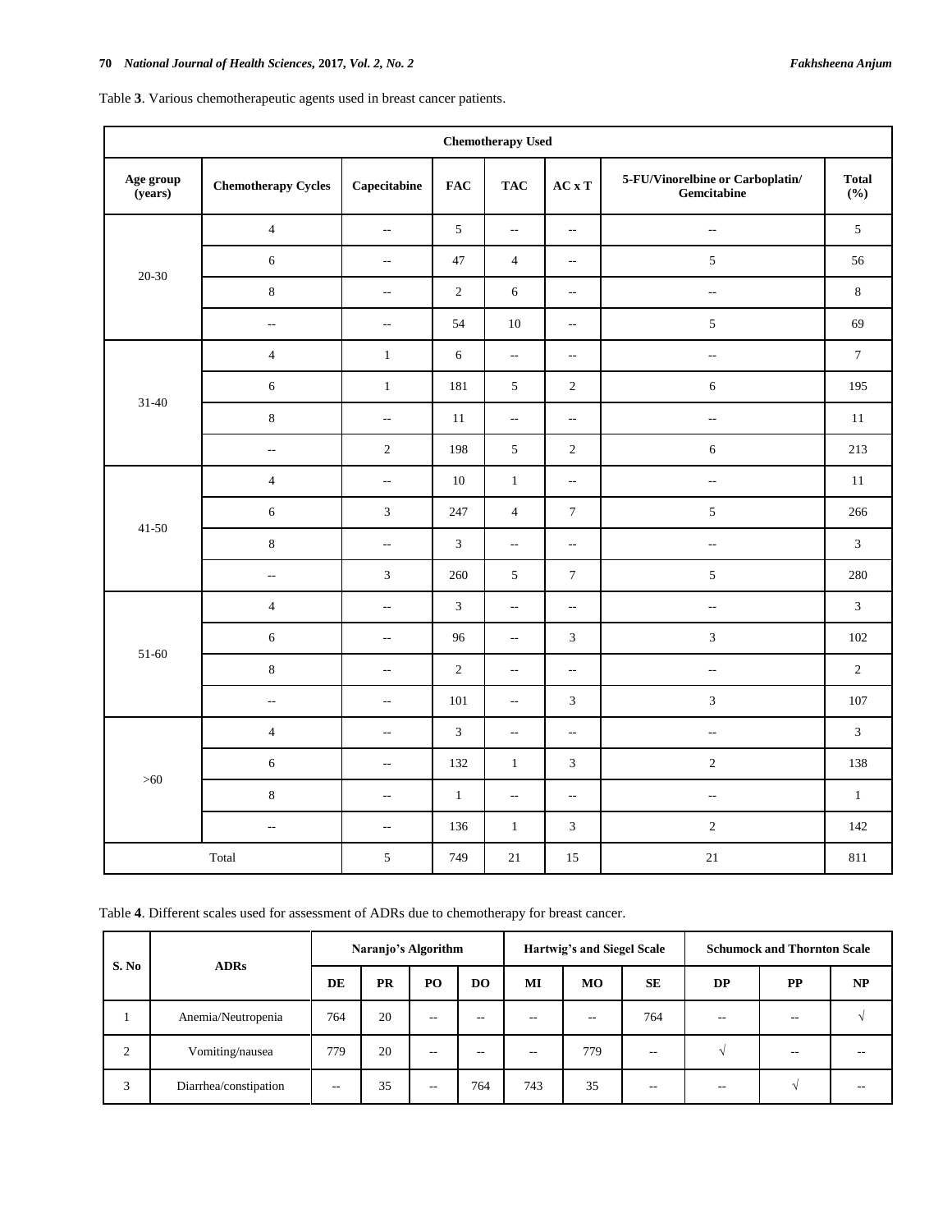Table **3**. Various chemotherapeutic agents used in breast cancer patients.

| Chemotherapy Used | | | | | | | |
|---|---|---|---|---|---|---|---|
| **Age group (years)** | **Chemotherapy Cycles** | **Capecitabine** | **FAC** | **TAC** | **AC x T** | **5-FU/Vinorelbine or Carboplatin/ Gemcitabine** | **Total (%)** |
| 20-30 | 4 | -- | 5 | -- | -- | -- | 5 |
| | 6 | -- | 47 | 4 | -- | 5 | 56 |
| | 8 | -- | 2 | 6 | -- | -- | 8 |
| | -- | -- | 54 | 10 | -- | 5 | 69 |
| 31-40 | 4 | 1 | 6 | -- | -- | -- | 7 |
| | 6 | 1 | 181 | 5 | 2 | 6 | 195 |
| | 8 | -- | 11 | -- | -- | -- | 11 |
| | -- | 2 | 198 | 5 | 2 | 6 | 213 |
| 41-50 | 4 | -- | 10 | 1 | -- | -- | 11 |
| | 6 | 3 | 247 | 4 | 7 | 5 | 266 |
| | 8 | -- | 3 | -- | -- | -- | 3 |
| | -- | 3 | 260 | 5 | 7 | 5 | 280 |
| 51-60 | 4 | -- | 3 | -- | -- | -- | 3 |
| | 6 | -- | 96 | -- | 3 | 3 | 102 |
| | 8 | -- | 2 | -- | -- | -- | 2 |
| | -- | -- | 101 | -- | 3 | 3 | 107 |
| >60 | 4 | -- | 3 | -- | -- | -- | 3 |
| | 6 | -- | 132 | 1 | 3 | 2 | 138 |
| | 8 | -- | 1 | -- | -- | -- | 1 |
| | -- | -- | 136 | 1 | 3 | 2 | 142 |
| Total | | 5 | 749 | 21 | 15 | 21 | 811 |

Table **4**. Different scales used for assessment of ADRs due to chemotherapy for breast cancer.

| **S. No** | **ADRs** | **Naranjo's Algorithm** | | | | **Hartwig's and Siegel Scale** | | | **Schumock and Thornton Scale** | | |
|---|---|---|---|---|---|---|---|---|---|---|---|
| | | **DE** | **PR** | **PO** | **DO** | **MI** | **MO** | **SE** | **DP** | **PP** | **NP** |
| 1 | Anemia/Neutropenia | 764 | 20 | -- | -- | -- | -- | 764 | -- | -- | √ |
| 2 | Vomiting/nausea | 779 | 20 | -- | -- | -- | 779 | -- | √ | -- | -- |
| 3 | Diarrhea/constipation | -- | 35 | -- | 764 | 743 | 35 | -- | -- | √ | -- |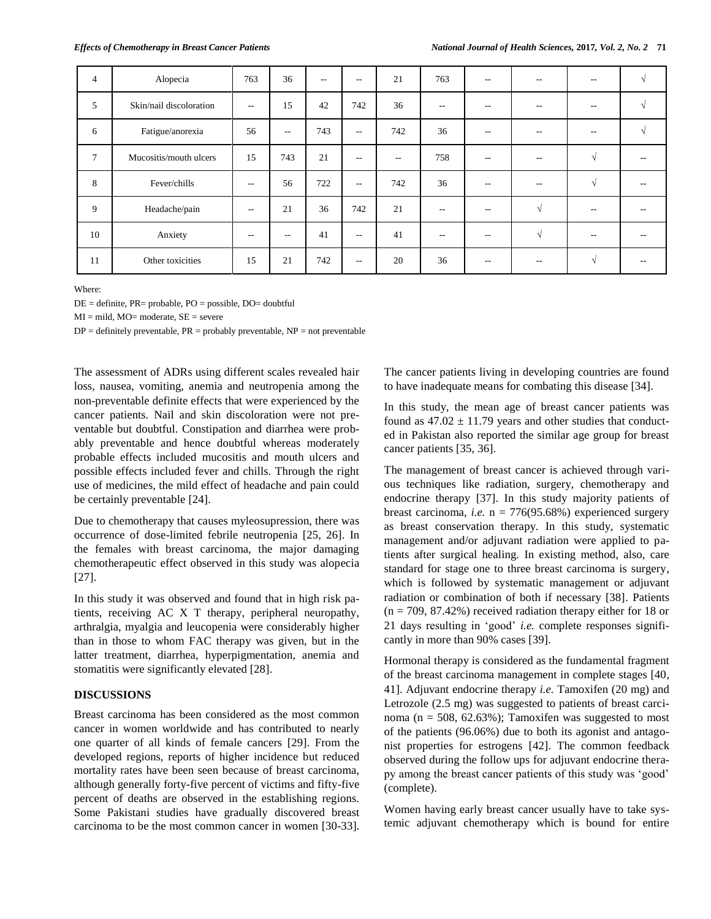| 4 | Alopecia | 763 | 36 | -- | -- | 21 | 763 | -- | -- | -- | √ |
|---|---|---|---|---|---|---|---|---|---|---|---|
| 5 | Skin/nail discoloration | -- | 15 | 42 | 742 | 36 | -- | -- | -- | -- | √ |
| 6 | Fatigue/anorexia | 56 | -- | 743 | -- | 742 | 36 | -- | -- | -- | √ |
| 7 | Mucositis/mouth ulcers | 15 | 743 | 21 | -- | -- | 758 | -- | -- | √ | -- |
| 8 | Fever/chills | -- | 56 | 722 | -- | 742 | 36 | -- | -- | √ | -- |
| 9 | Headache/pain | -- | 21 | 36 | 742 | 21 | -- | -- | √ | -- | -- |
| 10 | Anxiety | -- | -- | 41 | -- | 41 | -- | -- | √ | -- | -- |
| 11 | Other toxicities | 15 | 21 | 742 | -- | 20 | 36 | -- | -- | √ | -- |

Where:

DE = definite, PR= probable, PO = possible, DO= doubtful

MI = mild, MO= moderate, SE = severe

DP = definitely preventable, PR = probably preventable, NP = not preventable

The assessment of ADRs using different scales revealed hair loss, nausea, vomiting, anemia and neutropenia among the non-preventable definite effects that were experienced by the cancer patients. Nail and skin discoloration were not preventable but doubtful. Constipation and diarrhea were probably preventable and hence doubtful whereas moderately probable effects included mucositis and mouth ulcers and possible effects included fever and chills. Through the right use of medicines, the mild effect of headache and pain could be certainly preventable [24].

Due to chemotherapy that causes myleosupression, there was occurrence of dose-limited febrile neutropenia [25, 26]. In the females with breast carcinoma, the major damaging chemotherapeutic effect observed in this study was alopecia [27].

In this study it was observed and found that in high risk patients, receiving AC X T therapy, peripheral neuropathy, arthralgia, myalgia and leucopenia were considerably higher than in those to whom FAC therapy was given, but in the latter treatment, diarrhea, hyperpigmentation, anemia and stomatitis were significantly elevated [28].

## DISCUSSIONS

Breast carcinoma has been considered as the most common cancer in women worldwide and has contributed to nearly one quarter of all kinds of female cancers [29]. From the developed regions, reports of higher incidence but reduced mortality rates have been seen because of breast carcinoma, although generally forty-five percent of victims and fifty-five percent of deaths are observed in the establishing regions. Some Pakistani studies have gradually discovered breast carcinoma to be the most common cancer in women [30-33]. The cancer patients living in developing countries are found to have inadequate means for combating this disease [34].

In this study, the mean age of breast cancer patients was found as $47.02 \pm 11.79$ years and other studies that conducted in Pakistan also reported the similar age group for breast cancer patients [35, 36].

The management of breast cancer is achieved through various techniques like radiation, surgery, chemotherapy and endocrine therapy [37]. In this study majority patients of breast carcinoma, *i.e.* n = 776(95.68%) experienced surgery as breast conservation therapy. In this study, systematic management and/or adjuvant radiation were applied to patients after surgical healing. In existing method, also, care standard for stage one to three breast carcinoma is surgery, which is followed by systematic management or adjuvant radiation or combination of both if necessary [38]. Patients (n = 709, 87.42%) received radiation therapy either for 18 or 21 days resulting in 'good' *i.e.* complete responses significantly in more than 90% cases [39].

Hormonal therapy is considered as the fundamental fragment of the breast carcinoma management in complete stages [40, 41]. Adjuvant endocrine therapy *i.e.* Tamoxifen (20 mg) and Letrozole (2.5 mg) was suggested to patients of breast carcinoma (n = 508, 62.63%); Tamoxifen was suggested to most of the patients (96.06%) due to both its agonist and antagonist properties for estrogens [42]. The common feedback observed during the follow ups for adjuvant endocrine therapy among the breast cancer patients of this study was 'good' (complete).

Women having early breast cancer usually have to take systemic adjuvant chemotherapy which is bound for entire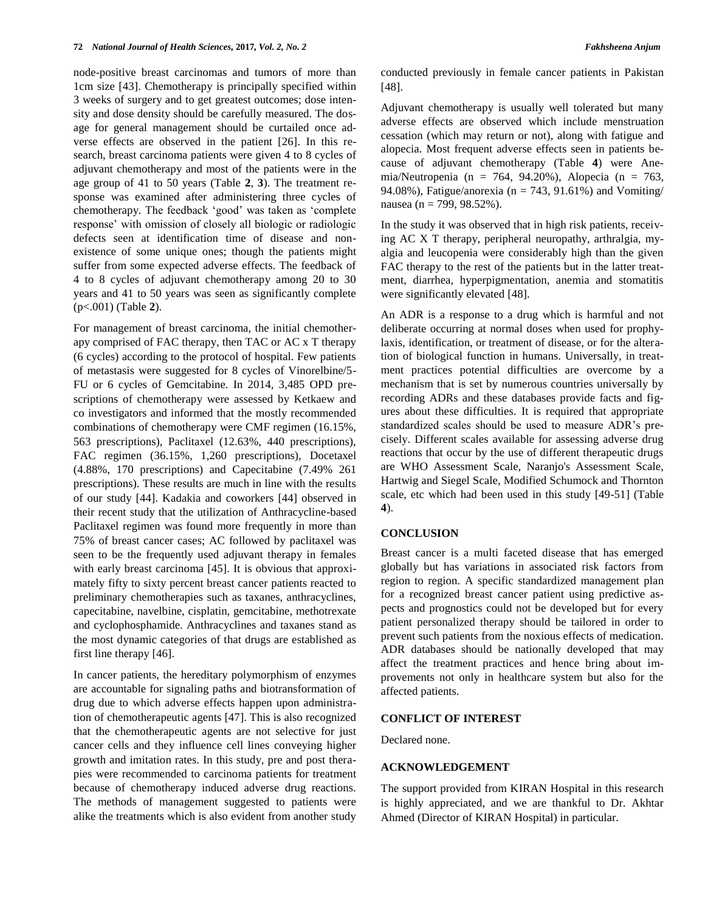node-positive breast carcinomas and tumors of more than 1cm size [43]. Chemotherapy is principally specified within 3 weeks of surgery and to get greatest outcomes; dose intensity and dose density should be carefully measured. The dosage for general management should be curtailed once adverse effects are observed in the patient [26]. In this research, breast carcinoma patients were given 4 to 8 cycles of adjuvant chemotherapy and most of the patients were in the age group of 41 to 50 years (Table **2**, **3**). The treatment response was examined after administering three cycles of chemotherapy. The feedback 'good' was taken as 'complete response' with omission of closely all biologic or radiologic defects seen at identification time of disease and non-existence of some unique ones; though the patients might suffer from some expected adverse effects. The feedback of 4 to 8 cycles of adjuvant chemotherapy among 20 to 30 years and 41 to 50 years was seen as significantly complete ($p<.001$) (Table **2**).

For management of breast carcinoma, the initial chemotherapy comprised of FAC therapy, then TAC or AC x T therapy (6 cycles) according to the protocol of hospital. Few patients of metastasis were suggested for 8 cycles of Vinorelbine/5-FU or 6 cycles of Gemcitabine. In 2014, 3,485 OPD prescriptions of chemotherapy were assessed by Ketkaew and co investigators and informed that the mostly recommended combinations of chemotherapy were CMF regimen (16.15%, 563 prescriptions), Paclitaxel (12.63%, 440 prescriptions), FAC regimen (36.15%, 1,260 prescriptions), Docetaxel (4.88%, 170 prescriptions) and Capecitabine (7.49% 261 prescriptions). These results are much in line with the results of our study [44]. Kadakia and coworkers [44] observed in their recent study that the utilization of Anthracycline-based Paclitaxel regimen was found more frequently in more than 75% of breast cancer cases; AC followed by paclitaxel was seen to be the frequently used adjuvant therapy in females with early breast carcinoma [45]. It is obvious that approximately fifty to sixty percent breast cancer patients reacted to preliminary chemotherapies such as taxanes, anthracyclines, capecitabine, navelbine, cisplatin, gemcitabine, methotrexate and cyclophosphamide. Anthracyclines and taxanes stand as the most dynamic categories of that drugs are established as first line therapy [46].

In cancer patients, the hereditary polymorphism of enzymes are accountable for signaling paths and biotransformation of drug due to which adverse effects happen upon administration of chemotherapeutic agents [47]. This is also recognized that the chemotherapeutic agents are not selective for just cancer cells and they influence cell lines conveying higher growth and imitation rates. In this study, pre and post therapies were recommended to carcinoma patients for treatment because of chemotherapy induced adverse drug reactions. The methods of management suggested to patients were alike the treatments which is also evident from another study conducted previously in female cancer patients in Pakistan [48].

Adjuvant chemotherapy is usually well tolerated but many adverse effects are observed which include menstruation cessation (which may return or not), along with fatigue and alopecia. Most frequent adverse effects seen in patients because of adjuvant chemotherapy (Table **4**) were Anemia/Neutropenia (n = 764, 94.20%), Alopecia (n = 763, 94.08%), Fatigue/anorexia (n = 743, 91.61%) and Vomiting/nausea (n = 799, 98.52%).

In the study it was observed that in high risk patients, receiving AC X T therapy, peripheral neuropathy, arthralgia, myalgia and leucopenia were considerably high than the given FAC therapy to the rest of the patients but in the latter treatment, diarrhea, hyperpigmentation, anemia and stomatitis were significantly elevated [48].

An ADR is a response to a drug which is harmful and not deliberate occurring at normal doses when used for prophylaxis, identification, or treatment of disease, or for the alteration of biological function in humans. Universally, in treatment practices potential difficulties are overcome by a mechanism that is set by numerous countries universally by recording ADRs and these databases provide facts and figures about these difficulties. It is required that appropriate standardized scales should be used to measure ADR's precisely. Different scales available for assessing adverse drug reactions that occur by the use of different therapeutic drugs are WHO Assessment Scale, Naranjo's Assessment Scale, Hartwig and Siegel Scale, Modified Schumock and Thornton scale, etc which had been used in this study [49-51] (Table **4**).

## CONCLUSION

Breast cancer is a multi faceted disease that has emerged globally but has variations in associated risk factors from region to region. A specific standardized management plan for a recognized breast cancer patient using predictive aspects and prognostics could not be developed but for every patient personalized therapy should be tailored in order to prevent such patients from the noxious effects of medication. ADR databases should be nationally developed that may affect the treatment practices and hence bring about improvements not only in healthcare system but also for the affected patients.

## CONFLICT OF INTEREST

Declared none.

## ACKNOWLEDGEMENT

The support provided from KIRAN Hospital in this research is highly appreciated, and we are thankful to Dr. Akhtar Ahmed (Director of KIRAN Hospital) in particular.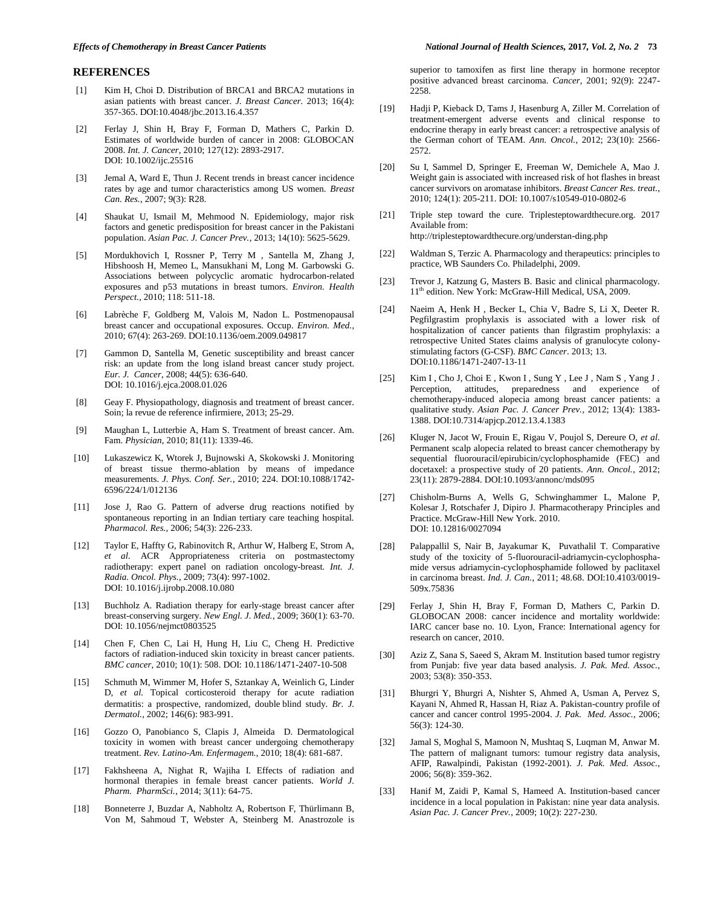## REFERENCES

[1] Kim H, Choi D. Distribution of BRCA1 and BRCA2 mutations in asian patients with breast cancer. *J. Breast Cancer*. 2013; 16(4): 357-365. DOI:10.4048/jbc.2013.16.4.357

[2] Ferlay J, Shin H, Bray F, Forman D, Mathers C, Parkin D. Estimates of worldwide burden of cancer in 2008: GLOBOCAN 2008. *Int. J. Cancer*, 2010; 127(12): 2893-2917. DOI: 10.1002/ijc.25516

[3] Jemal A, Ward E, Thun J. Recent trends in breast cancer incidence rates by age and tumor characteristics among US women. *Breast Can. Res.*, 2007; 9(3): R28.

[4] Shaukat U, Ismail M, Mehmood N. Epidemiology, major risk factors and genetic predisposition for breast cancer in the Pakistani population. *Asian Pac. J. Cancer Prev.*, 2013; 14(10): 5625-5629.

[5] Mordukhovich I, Rossner P, Terry M , Santella M, Zhang J, Hibshoosh H, Memeo L, Mansukhani M, Long M. Garbowski G. Associations between polycyclic aromatic hydrocarbon-related exposures and p53 mutations in breast tumors. *Environ. Health Perspect.*, 2010; 118: 511-18.

[6] Labrèche F, Goldberg M, Valois M, Nadon L. Postmenopausal breast cancer and occupational exposures. Occup. *Environ. Med.*, 2010; 67(4): 263-269. DOI:10.1136/oem.2009.049817

[7] Gammon D, Santella M, Genetic susceptibility and breast cancer risk: an update from the long island breast cancer study project. *Eur. J. Cancer*, 2008; 44(5): 636-640. DOI: 10.1016/j.ejca.2008.01.026

[8] Geay F. Physiopathology, diagnosis and treatment of breast cancer. Soin; la revue de reference infirmiere, 2013; 25-29.

[9] Maughan L, Lutterbie A, Ham S. Treatment of breast cancer. Am. Fam. *Physician*, 2010; 81(11): 1339-46.

[10] Lukaszewicz K, Wtorek J, Bujnowski A, Skokowski J. Monitoring of breast tissue thermo-ablation by means of impedance measurements. *J. Phys. Conf. Ser.*, 2010; 224. DOI:10.1088/1742-6596/224/1/012136

[11] Jose J, Rao G. Pattern of adverse drug reactions notified by spontaneous reporting in an Indian tertiary care teaching hospital. *Pharmacol. Res.*, 2006; 54(3): 226-233.

[12] Taylor E, Haffty G, Rabinovitch R, Arthur W, Halberg E, Strom A, *et al*. ACR Appropriateness criteria on postmastectomy radiotherapy: expert panel on radiation oncology-breast. *Int. J. Radia. Oncol. Phys.*, 2009; 73(4): 997-1002. DOI: 10.1016/j.ijrobp.2008.10.080

[13] Buchholz A. Radiation therapy for early-stage breast cancer after breast-conserving surgery. *New Engl. J. Med.*, 2009; 360(1): 63-70. DOI: 10.1056/nejmct0803525

[14] Chen F, Chen C, Lai H, Hung H, Liu C, Cheng H. Predictive factors of radiation-induced skin toxicity in breast cancer patients. *BMC cancer*, 2010; 10(1): 508. DOI: 10.1186/1471-2407-10-508

[15] Schmuth M, Wimmer M, Hofer S, Sztankay A, Weinlich G, Linder D, *et al.* Topical corticosteroid therapy for acute radiation dermatitis: a prospective, randomized, double blind study. *Br. J. Dermatol.*, 2002; 146(6): 983-991.

[16] Gozzo O, Panobianco S, Clapis J, Almeida D. Dermatological toxicity in women with breast cancer undergoing chemotherapy treatment. *Rev. Latino-Am. Enfermagem.*, 2010; 18(4): 681-687.

[17] Fakhsheena A, Nighat R, Wajiha I. Effects of radiation and hormonal therapies in female breast cancer patients. *World J. Pharm. PharmSci.*, 2014; 3(11): 64-75.

[18] Bonneterre J, Buzdar A, Nabholtz A, Robertson F, Thürlimann B, Von M, Sahmoud T, Webster A, Steinberg M. Anastrozole is superior to tamoxifen as first line therapy in hormone receptor positive advanced breast carcinoma. *Cancer*, 2001; 92(9): 2247-2258.

[19] Hadji P, Kieback D, Tams J, Hasenburg A, Ziller M. Correlation of treatment-emergent adverse events and clinical response to endocrine therapy in early breast cancer: a retrospective analysis of the German cohort of TEAM. *Ann. Oncol.*, 2012; 23(10): 2566-2572.

[20] Su I, Sammel D, Springer E, Freeman W, Demichele A, Mao J. Weight gain is associated with increased risk of hot flashes in breast cancer survivors on aromatase inhibitors. *Breast Cancer Res. treat.*, 2010; 124(1): 205-211. DOI: 10.1007/s10549-010-0802-6

[21] Triple step toward the cure. Triplesteptowardthecure.org. 2017 Available from: http://triplesteptowardthecure.org/understan-ding.php

[22] Waldman S, Terzic A. Pharmacology and therapeutics: principles to practice, WB Saunders Co. Philadelphi, 2009.

[23] Trevor J, Katzung G, Masters B. Basic and clinical pharmacology. 11th edition. New York: McGraw-Hill Medical, USA, 2009.

[24] Naeim A, Henk H , Becker L, Chia V, Badre S, Li X, Deeter R. Pegfilgrastim prophylaxis is associated with a lower risk of hospitalization of cancer patients than filgrastim prophylaxis: a retrospective United States claims analysis of granulocyte colony-stimulating factors (G-CSF). *BMC Cancer*. 2013; 13. DOI:10.1186/1471-2407-13-11

[25] Kim I , Cho J, Choi E , Kwon I , Sung Y , Lee J , Nam S , Yang J . Perception, attitudes, preparedness and experience of chemotherapy-induced alopecia among breast cancer patients: a qualitative study. *Asian Pac. J. Cancer Prev.*, 2012; 13(4): 1383-1388. DOI:10.7314/apjcp.2012.13.4.1383

[26] Kluger N, Jacot W, Frouin E, Rigau V, Poujol S, Dereure O, *et al.* Permanent scalp alopecia related to breast cancer chemotherapy by sequential fluorouracil/epirubicin/cyclophosphamide (FEC) and docetaxel: a prospective study of 20 patients. *Ann. Oncol.*, 2012; 23(11): 2879-2884. DOI:10.1093/annonc/mds095

[27] Chisholm-Burns A, Wells G, Schwinghammer L, Malone P, Kolesar J, Rotschafer J, Dipiro J. Pharmacotherapy Principles and Practice. McGraw-Hill New York. 2010. DOI: 10.12816/0027094

[28] Palappallil S, Nair B, Jayakumar K, Puvathalil T. Comparative study of the toxicity of 5-fluorouracil-adriamycin-cyclophosphamide versus adriamycin-cyclophosphamide followed by paclitaxel in carcinoma breast. *Ind. J. Can.*, 2011; 48.68. DOI:10.4103/0019-509x.75836

[29] Ferlay J, Shin H, Bray F, Forman D, Mathers C, Parkin D. GLOBOCAN 2008: cancer incidence and mortality worldwide: IARC cancer base no. 10. Lyon, France: International agency for research on cancer, 2010.

[30] Aziz Z, Sana S, Saeed S, Akram M. Institution based tumor registry from Punjab: five year data based analysis. *J. Pak. Med. Assoc.*, 2003; 53(8): 350-353.

[31] Bhurgri Y, Bhurgri A, Nishter S, Ahmed A, Usman A, Pervez S, Kayani N, Ahmed R, Hassan H, Riaz A. Pakistan-country profile of cancer and cancer control 1995-2004. *J. Pak. Med. Assoc.*, 2006; 56(3): 124-30.

[32] Jamal S, Moghal S, Mamoon N, Mushtaq S, Luqman M, Anwar M. The pattern of malignant tumors: tumour registry data analysis, AFIP, Rawalpindi, Pakistan (1992-2001). *J. Pak. Med. Assoc.*, 2006; 56(8): 359-362.

[33] Hanif M, Zaidi P, Kamal S, Hameed A. Institution-based cancer incidence in a local population in Pakistan: nine year data analysis. *Asian Pac. J. Cancer Prev.*, 2009; 10(2): 227-230.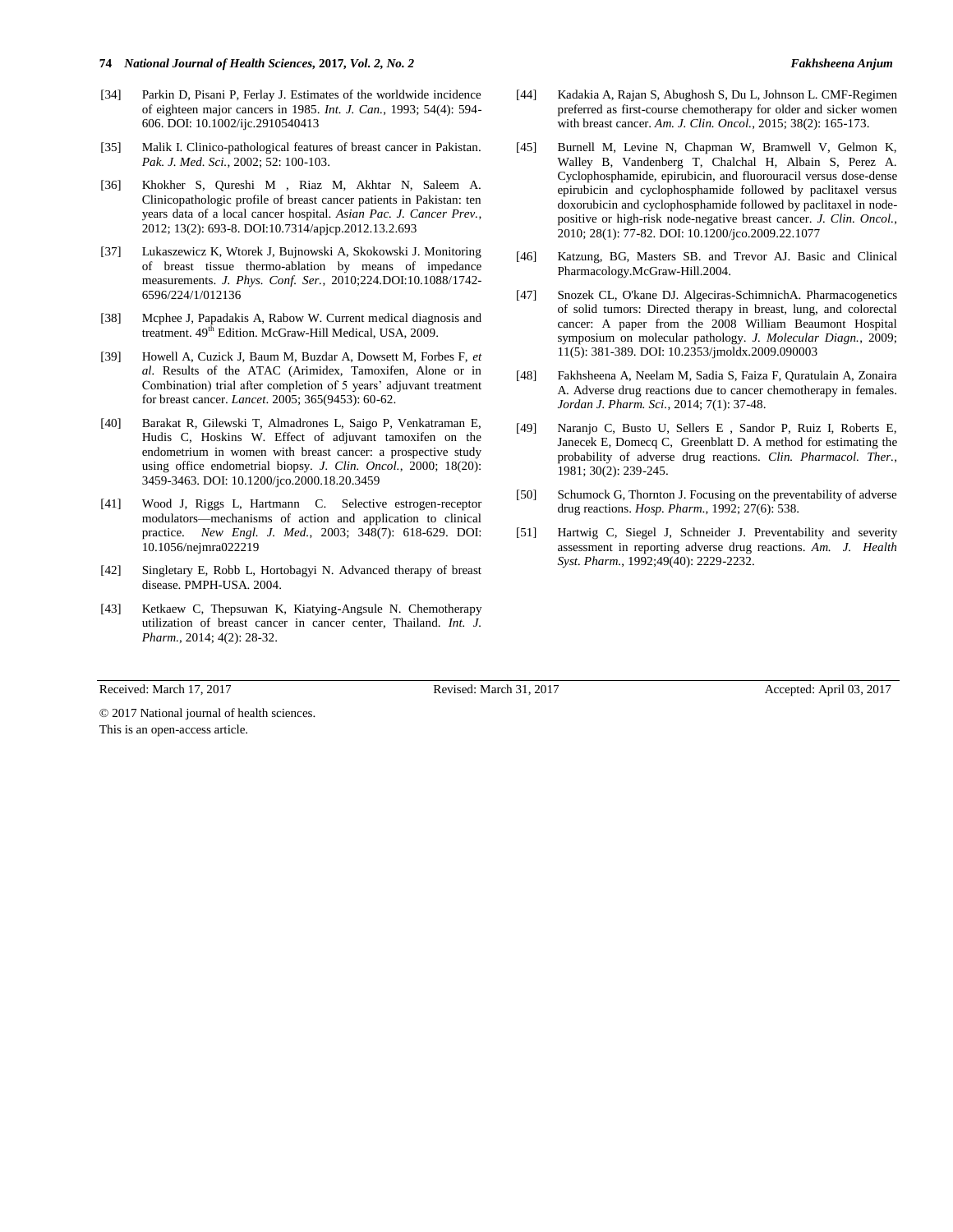[34] Parkin D, Pisani P, Ferlay J. Estimates of the worldwide incidence of eighteen major cancers in 1985. *Int. J. Can.*, 1993; 54(4): 594-606. DOI: 10.1002/ijc.2910540413

[35] Malik I. Clinico-pathological features of breast cancer in Pakistan. *Pak. J. Med. Sci.*, 2002; 52: 100-103.

[36] Khokher S, Qureshi M , Riaz M, Akhtar N, Saleem A. Clinicopathologic profile of breast cancer patients in Pakistan: ten years data of a local cancer hospital. *Asian Pac. J. Cancer Prev.*, 2012; 13(2): 693-8. DOI:10.7314/apjcp.2012.13.2.693

[37] Lukaszewicz K, Wtorek J, Bujnowski A, Skokowski J. Monitoring of breast tissue thermo-ablation by means of impedance measurements. *J. Phys. Conf. Ser.*, 2010;224.DOI:10.1088/1742-6596/224/1/012136

[38] Mcphee J, Papadakis A, Rabow W. Current medical diagnosis and treatment. 49th Edition. McGraw-Hill Medical, USA, 2009.

[39] Howell A, Cuzick J, Baum M, Buzdar A, Dowsett M, Forbes F, *et al.* Results of the ATAC (Arimidex, Tamoxifen, Alone or in Combination) trial after completion of 5 years' adjuvant treatment for breast cancer. *Lancet*. 2005; 365(9453): 60-62.

[40] Barakat R, Gilewski T, Almadrones L, Saigo P, Venkatraman E, Hudis C, Hoskins W. Effect of adjuvant tamoxifen on the endometrium in women with breast cancer: a prospective study using office endometrial biopsy. *J. Clin. Oncol.*, 2000; 18(20): 3459-3463. DOI: 10.1200/jco.2000.18.20.3459

[41] Wood J, Riggs L, Hartmann C. Selective estrogen-receptor modulators—mechanisms of action and application to clinical practice. *New Engl. J. Med.*, 2003; 348(7): 618-629. DOI: 10.1056/nejmra022219

[42] Singletary E, Robb L, Hortobagyi N. Advanced therapy of breast disease. PMPH-USA. 2004.

[43] Ketkaew C, Thepsuwan K, Kiatying-Angsule N. Chemotherapy utilization of breast cancer in cancer center, Thailand. *Int. J. Pharm.*, 2014; 4(2): 28-32.

[44] Kadakia A, Rajan S, Abughosh S, Du L, Johnson L. CMF-Regimen preferred as first-course chemotherapy for older and sicker women with breast cancer. *Am. J. Clin. Oncol.*, 2015; 38(2): 165-173.

[45] Burnell M, Levine N, Chapman W, Bramwell V, Gelmon K, Walley B, Vandenberg T, Chalchal H, Albain S, Perez A. Cyclophosphamide, epirubicin, and fluorouracil versus dose-dense epirubicin and cyclophosphamide followed by paclitaxel versus doxorubicin and cyclophosphamide followed by paclitaxel in node-positive or high-risk node-negative breast cancer. *J. Clin. Oncol.*, 2010; 28(1): 77-82. DOI: 10.1200/jco.2009.22.1077

[46] Katzung, BG, Masters SB. and Trevor AJ. Basic and Clinical Pharmacology.McGraw-Hill.2004.

[47] Snozek CL, O'kane DJ. Algeciras-SchimnichA. Pharmacogenetics of solid tumors: Directed therapy in breast, lung, and colorectal cancer: A paper from the 2008 William Beaumont Hospital symposium on molecular pathology. *J. Molecular Diagn.*, 2009; 11(5): 381-389. DOI: 10.2353/jmoldx.2009.090003

[48] Fakhsheena A, Neelam M, Sadia S, Faiza F, Quratulain A, Zonaira A. Adverse drug reactions due to cancer chemotherapy in females. *Jordan J. Pharm. Sci.*, 2014; 7(1): 37-48.

[49] Naranjo C, Busto U, Sellers E , Sandor P, Ruiz I, Roberts E, Janecek E, Domecq C, Greenblatt D. A method for estimating the probability of adverse drug reactions. *Clin. Pharmacol. Ther.*, 1981; 30(2): 239-245.

[50] Schumock G, Thornton J. Focusing on the preventability of adverse drug reactions. *Hosp. Pharm.*, 1992; 27(6): 538.

[51] Hartwig C, Siegel J, Schneider J. Preventability and severity assessment in reporting adverse drug reactions. *Am. J. Health Syst. Pharm.*, 1992;49(40): 2229-2232.

Received: March 17, 2017 Revised: March 31, 2017 Accepted: April 03, 2017

© 2017 National journal of health sciences.
This is an open-access article.